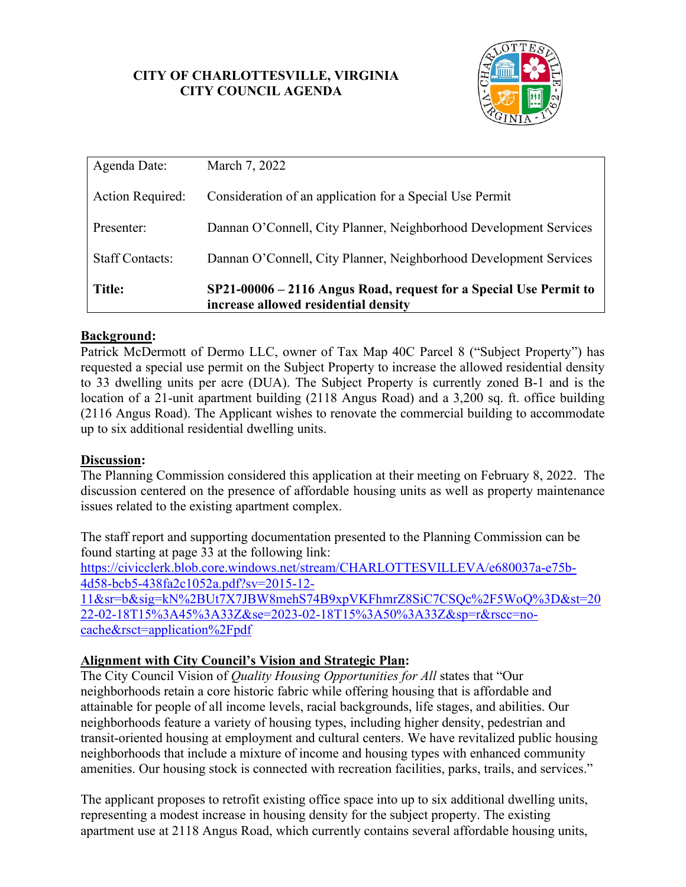**CITY OF CHARLOTTESVILLE, VIRGINIA**
**CITY COUNCIL AGENDA**

| | |
|---|---|
| Agenda Date: | March 7, 2022 |
| Action Required: | Consideration of an application for a Special Use Permit |
| Presenter: | Dannan O'Connell, City Planner, Neighborhood Development Services |
| Staff Contacts: | Dannan O'Connell, City Planner, Neighborhood Development Services |
| **Title:** | **SP21-00006 – 2116 Angus Road, request for a Special Use Permit to increase allowed residential density** |

## Background:

Patrick McDermott of Dermo LLC, owner of Tax Map 40C Parcel 8 ("Subject Property") has requested a special use permit on the Subject Property to increase the allowed residential density to 33 dwelling units per acre (DUA). The Subject Property is currently zoned B-1 and is the location of a 21-unit apartment building (2118 Angus Road) and a 3,200 sq. ft. office building (2116 Angus Road). The Applicant wishes to renovate the commercial building to accommodate up to six additional residential dwelling units.

## Discussion:

The Planning Commission considered this application at their meeting on February 8, 2022. The discussion centered on the presence of affordable housing units as well as property maintenance issues related to the existing apartment complex.

The staff report and supporting documentation presented to the Planning Commission can be found starting at page 33 at the following link:
https://civicclerk.blob.core.windows.net/stream/CHARLOTTESVILLEVA/e680037a-e75b-4d58-bcb5-438fa2c1052a.pdf?sv=2015-12-11&sr=b&sig=kN%2BUt7X7JBW8mehS74B9xpVKFhmrZ8SiC7CSQc%2F5WoQ%3D&st=2022-02-18T15%3A45%3A33Z&se=2023-02-18T15%3A50%3A33Z&sp=r&rscc=no-cache&rsct=application%2Fpdf

## Alignment with City Council's Vision and Strategic Plan:

The City Council Vision of *Quality Housing Opportunities for All* states that "Our neighborhoods retain a core historic fabric while offering housing that is affordable and attainable for people of all income levels, racial backgrounds, life stages, and abilities. Our neighborhoods feature a variety of housing types, including higher density, pedestrian and transit-oriented housing at employment and cultural centers. We have revitalized public housing neighborhoods that include a mixture of income and housing types with enhanced community amenities. Our housing stock is connected with recreation facilities, parks, trails, and services."

The applicant proposes to retrofit existing office space into up to six additional dwelling units, representing a modest increase in housing density for the subject property. The existing apartment use at 2118 Angus Road, which currently contains several affordable housing units,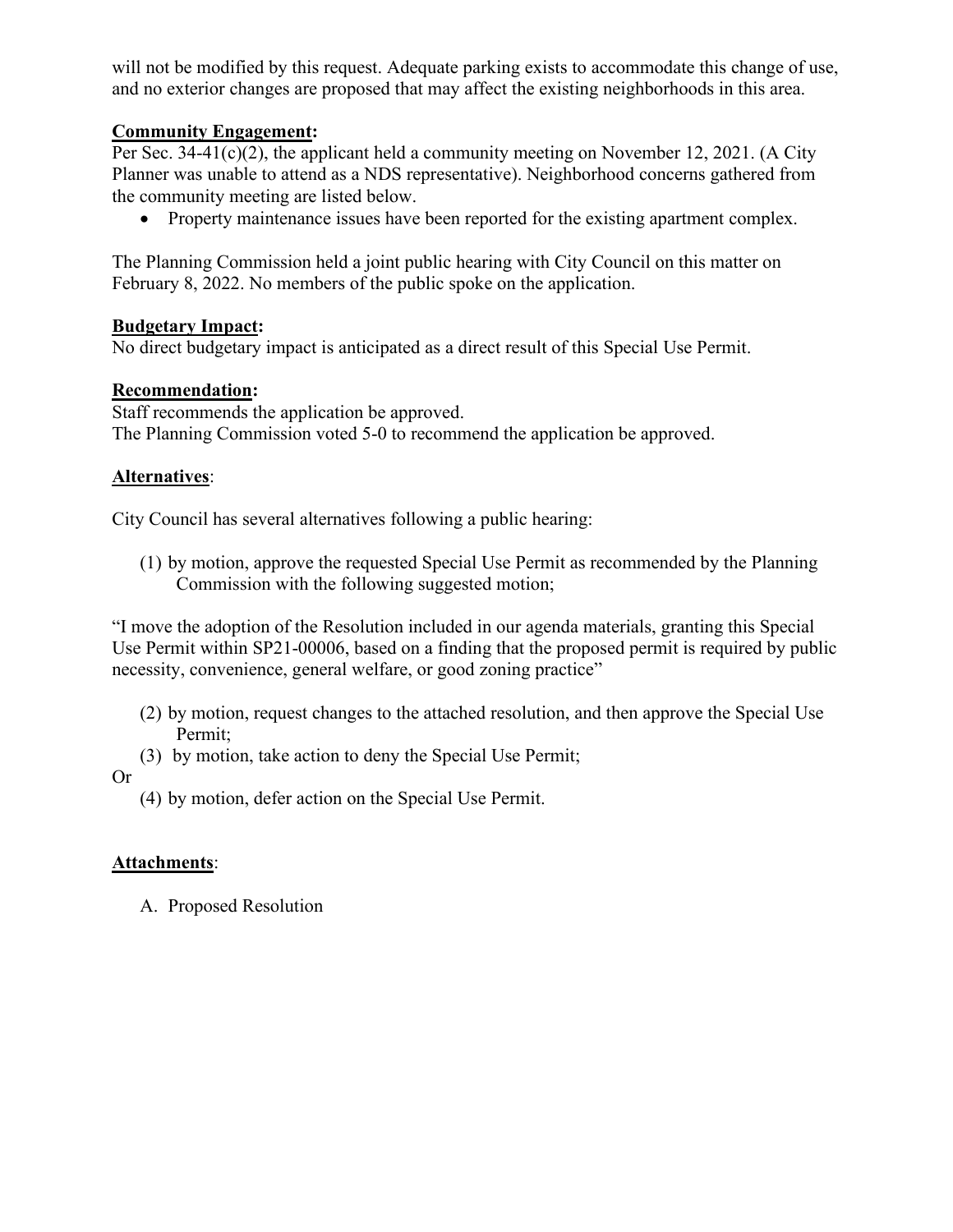will not be modified by this request. Adequate parking exists to accommodate this change of use, and no exterior changes are proposed that may affect the existing neighborhoods in this area.

**Community Engagement:**
Per Sec. 34-41(c)(2), the applicant held a community meeting on November 12, 2021. (A City Planner was unable to attend as a NDS representative). Neighborhood concerns gathered from the community meeting are listed below.

- Property maintenance issues have been reported for the existing apartment complex.

The Planning Commission held a joint public hearing with City Council on this matter on February 8, 2022. No members of the public spoke on the application.

**Budgetary Impact:**
No direct budgetary impact is anticipated as a direct result of this Special Use Permit.

**Recommendation:**
Staff recommends the application be approved.
The Planning Commission voted 5-0 to recommend the application be approved.

**Alternatives**:

City Council has several alternatives following a public hearing:

(1) by motion, approve the requested Special Use Permit as recommended by the Planning Commission with the following suggested motion;

"I move the adoption of the Resolution included in our agenda materials, granting this Special Use Permit within SP21-00006, based on a finding that the proposed permit is required by public necessity, convenience, general welfare, or good zoning practice"

(2) by motion, request changes to the attached resolution, and then approve the Special Use Permit;

(3) by motion, take action to deny the Special Use Permit;

Or

(4) by motion, defer action on the Special Use Permit.

**Attachments**:

A. Proposed Resolution